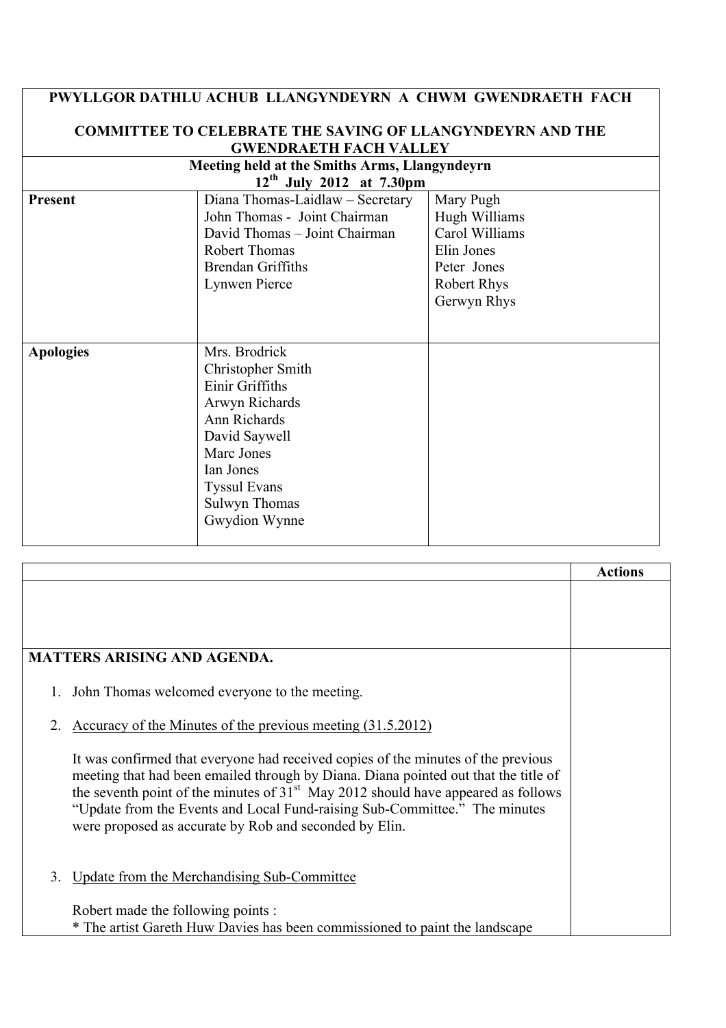| PWYLLGOR DATHLU ACHUB LLANGYNDEYRN A CHWM GWENDRAETH FACH<br><br>COMMITTEE TO CELEBRATE THE SAVING OF LLANGYNDEYRN AND THE GWENDRAETH FACH VALLEY | | |
|---|---|---|
| **Meeting held at the Smiths Arms, Llangyndeyrn**<br>**12th July 2012 at 7.30pm** | | |
| **Present** | Diana Thomas-Laidlaw – Secretary<br>John Thomas - Joint Chairman<br>David Thomas – Joint Chairman<br>Robert Thomas<br>Brendan Griffiths<br>Lynwen Pierce | Mary Pugh<br>Hugh Williams<br>Carol Williams<br>Elin Jones<br>Peter Jones<br>Robert Rhys<br>Gerwyn Rhys |
| **Apologies** | Mrs. Brodrick<br>Christopher Smith<br>Einir Griffiths<br>Arwyn Richards<br>Ann Richards<br>David Saywell<br>Marc Jones<br>Ian Jones<br>Tyssul Evans<br>Sulwyn Thomas<br>Gwydion Wynne | |

| | **Actions** |
|---|---|
| | |
| **MATTERS ARISING AND AGENDA.**<br><br>1. John Thomas welcomed everyone to the meeting.<br><br>2. Accuracy of the Minutes of the previous meeting (31.5.2012)<br><br>It was confirmed that everyone had received copies of the minutes of the previous meeting that had been emailed through by Diana. Diana pointed out that the title of the seventh point of the minutes of 31st May 2012 should have appeared as follows "Update from the Events and Local Fund-raising Sub-Committee." The minutes were proposed as accurate by Rob and seconded by Elin.<br><br>3. Update from the Merchandising Sub-Committee<br><br>Robert made the following points :<br>* The artist Gareth Huw Davies has been commissioned to paint the landscape | |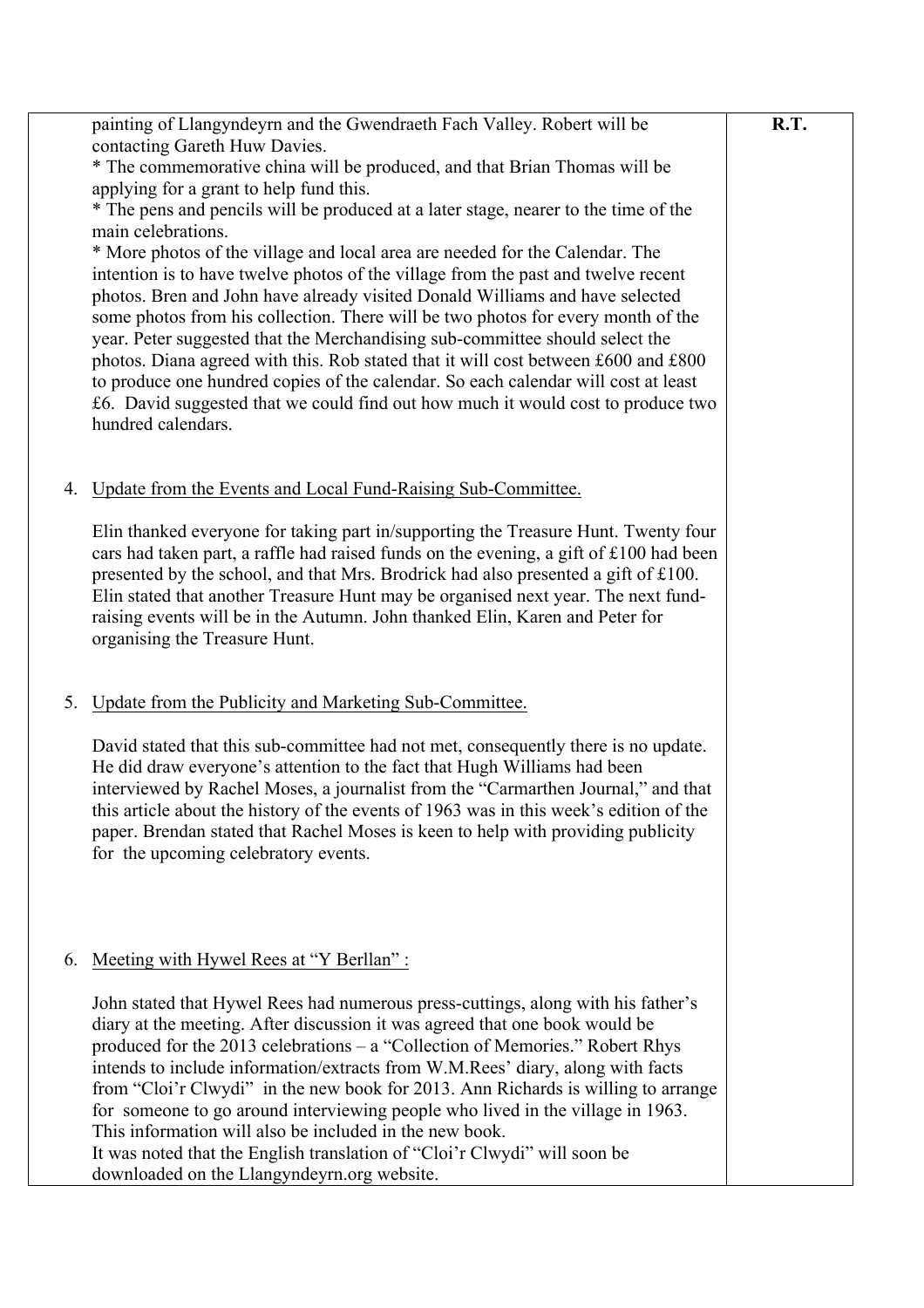| | |
|---|---|
| painting of Llangyndeyrn and the Gwendraeth Fach Valley. Robert will be contacting Gareth Huw Davies.<br>* The commemorative china will be produced, and that Brian Thomas will be applying for a grant to help fund this.<br>* The pens and pencils will be produced at a later stage, nearer to the time of the main celebrations.<br>* More photos of the village and local area are needed for the Calendar. The intention is to have twelve photos of the village from the past and twelve recent photos. Bren and John have already visited Donald Williams and have selected some photos from his collection. There will be two photos for every month of the year. Peter suggested that the Merchandising sub-committee should select the photos. Diana agreed with this. Rob stated that it will cost between £600 and £800 to produce one hundred copies of the calendar. So each calendar will cost at least £6. David suggested that we could find out how much it would cost to produce two hundred calendars. | **R.T.** |
| 4. <u>Update from the Events and Local Fund-Raising Sub-Committee.</u><br><br>Elin thanked everyone for taking part in/supporting the Treasure Hunt. Twenty four cars had taken part, a raffle had raised funds on the evening, a gift of £100 had been presented by the school, and that Mrs. Brodrick had also presented a gift of £100. Elin stated that another Treasure Hunt may be organised next year. The next fund-raising events will be in the Autumn. John thanked Elin, Karen and Peter for organising the Treasure Hunt. | |
| 5. <u>Update from the Publicity and Marketing Sub-Committee.</u><br><br>David stated that this sub-committee had not met, consequently there is no update. He did draw everyone's attention to the fact that Hugh Williams had been interviewed by Rachel Moses, a journalist from the "Carmarthen Journal," and that this article about the history of the events of 1963 was in this week's edition of the paper. Brendan stated that Rachel Moses is keen to help with providing publicity for the upcoming celebratory events. | |
| 6. <u>Meeting with Hywel Rees at "Y Berllan" :</u><br><br>John stated that Hywel Rees had numerous press-cuttings, along with his father's diary at the meeting. After discussion it was agreed that one book would be produced for the 2013 celebrations – a "Collection of Memories." Robert Rhys intends to include information/extracts from W.M.Rees' diary, along with facts from "Cloi'r Clwydi" in the new book for 2013. Ann Richards is willing to arrange for someone to go around interviewing people who lived in the village in 1963. This information will also be included in the new book.<br>It was noted that the English translation of "Cloi'r Clwydi" will soon be downloaded on the Llangyndeyrn.org website. | |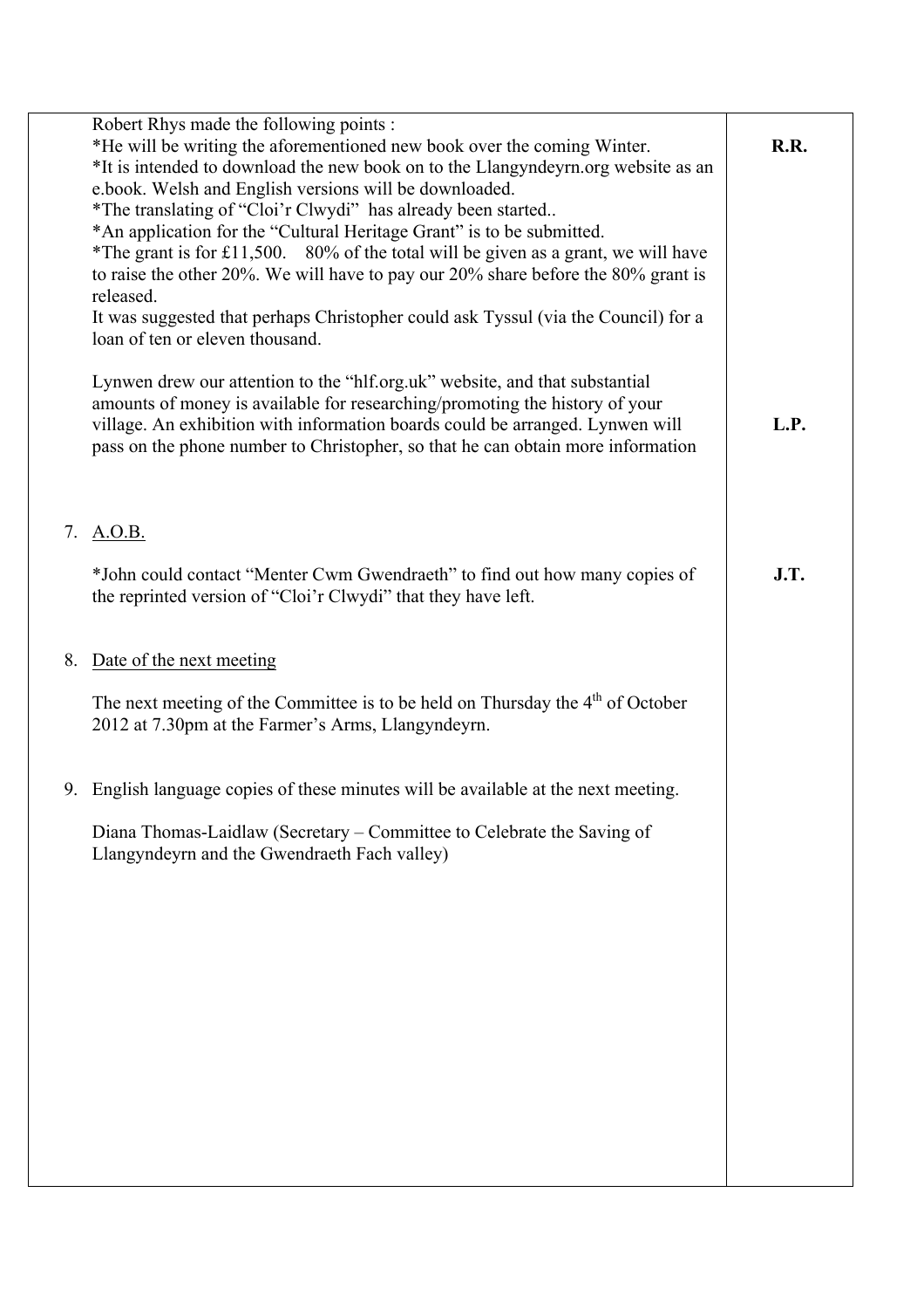| | |
|---|---|
| Robert Rhys made the following points :<br>*He will be writing the aforementioned new book over the coming Winter.<br>*It is intended to download the new book on to the Llangyndeyrn.org website as an e.book. Welsh and English versions will be downloaded.<br>*The translating of "Cloi'r Clwydi" has already been started..<br>*An application for the "Cultural Heritage Grant" is to be submitted.<br>*The grant is for £11,500. 80% of the total will be given as a grant, we will have to raise the other 20%. We will have to pay our 20% share before the 80% grant is released.<br>It was suggested that perhaps Christopher could ask Tyssul (via the Council) for a loan of ten or eleven thousand. | **R.R.** |
| Lynwen drew our attention to the "hlf.org.uk" website, and that substantial amounts of money is available for researching/promoting the history of your village. An exhibition with information boards could be arranged. Lynwen will pass on the phone number to Christopher, so that he can obtain more information | **L.P.** |
| 7. A.O.B.<br><br>*John could contact "Menter Cwm Gwendraeth" to find out how many copies of the reprinted version of "Cloi'r Clwydi" that they have left. | **J.T.** |
| 8. Date of the next meeting<br><br>The next meeting of the Committee is to be held on Thursday the 4th of October 2012 at 7.30pm at the Farmer's Arms, Llangyndeyrn. | |
| 9. English language copies of these minutes will be available at the next meeting.<br><br>Diana Thomas-Laidlaw (Secretary – Committee to Celebrate the Saving of Llangyndeyrn and the Gwendraeth Fach valley) | |